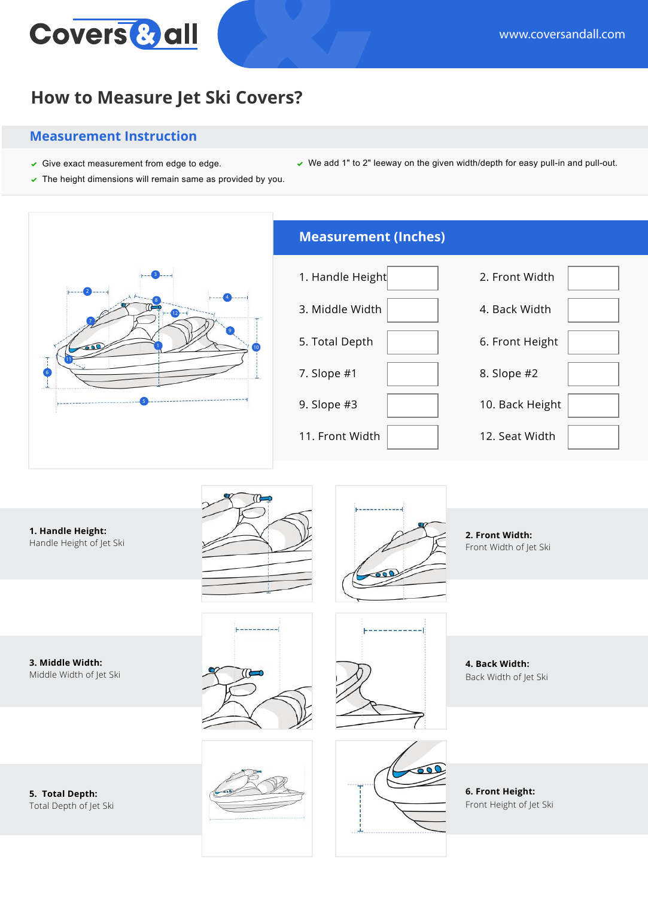Covers & all

www.coversandall.com

# How to Measure Jet Ski Covers?

## Measurement Instruction

- Give exact measurement from edge to edge.
- The height dimensions will remain same as provided by you.
- We add 1" to 2" leeway on the given width/depth for easy pull-in and pull-out.

## Measurement (Inches)

| | | | |
|---|---|---|---|
| 1. Handle Height | | 2. Front Width | |
| 3. Middle Width | | 4. Back Width | |
| 5. Total Depth | | 6. Front Height | |
| 7. Slope #1 | | 8. Slope #2 | |
| 9. Slope #3 | | 10. Back Height | |
| 11. Front Width | | 12. Seat Width | |

**1. Handle Height:**
Handle Height of Jet Ski

**2. Front Width:**
Front Width of Jet Ski

**3. Middle Width:**
Middle Width of Jet Ski

**4. Back Width:**
Back Width of Jet Ski

**5. Total Depth:**
Total Depth of Jet Ski

**6. Front Height:**
Front Height of Jet Ski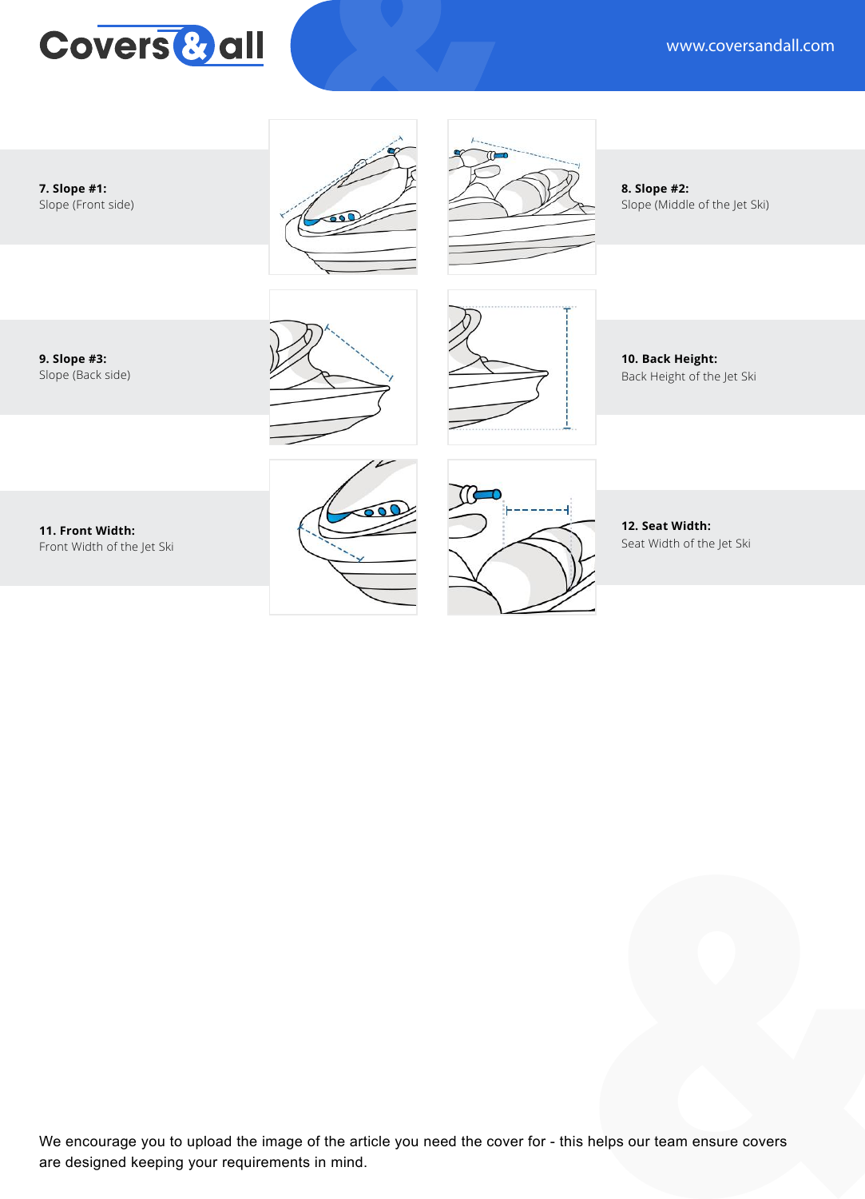**7. Slope #1:**
Slope (Front side)

**8. Slope #2:**
Slope (Middle of the Jet Ski)

**9. Slope #3:**
Slope (Back side)

**10. Back Height:**
Back Height of the Jet Ski

**11. Front Width:**
Front Width of the Jet Ski

**12. Seat Width:**
Seat Width of the Jet Ski

We encourage you to upload the image of the article you need the cover for - this helps our team ensure covers are designed keeping your requirements in mind.